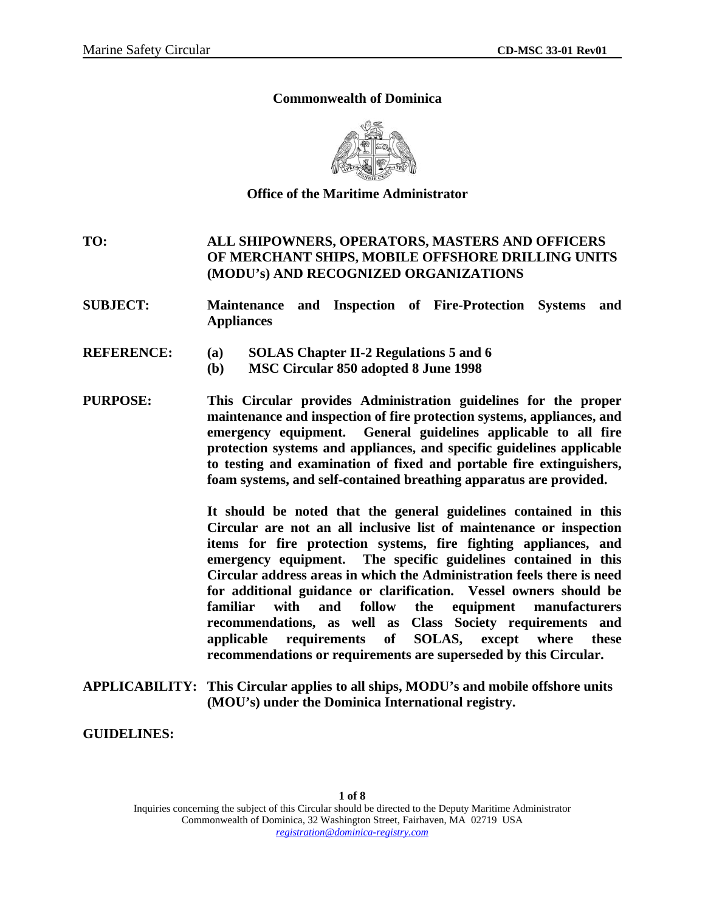**Commonwealth of Dominica**

**Office of the Maritime Administrator**

**TO:** **ALL SHIPOWNERS, OPERATORS, MASTERS AND OFFICERS OF MERCHANT SHIPS, MOBILE OFFSHORE DRILLING UNITS (MODU's) AND RECOGNIZED ORGANIZATIONS**

**SUBJECT:** **Maintenance and Inspection of Fire-Protection Systems and Appliances**

**REFERENCE:** **(a) SOLAS Chapter II-2 Regulations 5 and 6**
**(b) MSC Circular 850 adopted 8 June 1998**

**PURPOSE:** **This Circular provides Administration guidelines for the proper maintenance and inspection of fire protection systems, appliances, and emergency equipment. General guidelines applicable to all fire protection systems and appliances, and specific guidelines applicable to testing and examination of fixed and portable fire extinguishers, foam systems, and self-contained breathing apparatus are provided.**

**It should be noted that the general guidelines contained in this Circular are not an all inclusive list of maintenance or inspection items for fire protection systems, fire fighting appliances, and emergency equipment. The specific guidelines contained in this Circular address areas in which the Administration feels there is need for additional guidance or clarification. Vessel owners should be familiar with and follow the equipment manufacturers recommendations, as well as Class Society requirements and applicable requirements of SOLAS, except where these recommendations or requirements are superseded by this Circular.**

**APPLICABILITY:** **This Circular applies to all ships, MODU's and mobile offshore units (MOU's) under the Dominica International registry.**

**GUIDELINES:**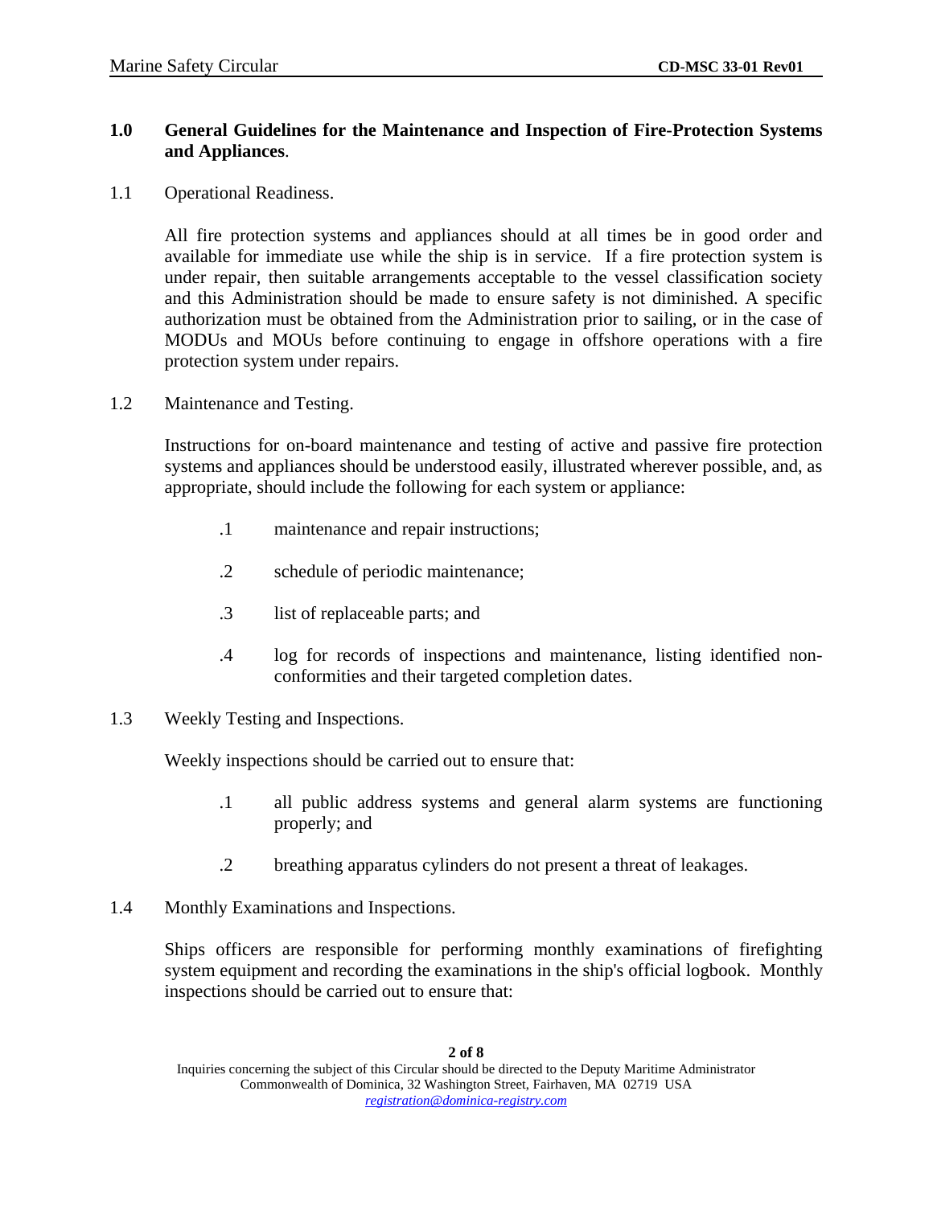## 1.0 General Guidelines for the Maintenance and Inspection of Fire-Protection Systems and Appliances.

1.1 Operational Readiness.

All fire protection systems and appliances should at all times be in good order and available for immediate use while the ship is in service. If a fire protection system is under repair, then suitable arrangements acceptable to the vessel classification society and this Administration should be made to ensure safety is not diminished. A specific authorization must be obtained from the Administration prior to sailing, or in the case of MODUs and MOUs before continuing to engage in offshore operations with a fire protection system under repairs.

1.2 Maintenance and Testing.

Instructions for on-board maintenance and testing of active and passive fire protection systems and appliances should be understood easily, illustrated wherever possible, and, as appropriate, should include the following for each system or appliance:

- .1 maintenance and repair instructions;
- .2 schedule of periodic maintenance;
- .3 list of replaceable parts; and
- .4 log for records of inspections and maintenance, listing identified non-conformities and their targeted completion dates.

1.3 Weekly Testing and Inspections.

Weekly inspections should be carried out to ensure that:

- .1 all public address systems and general alarm systems are functioning properly; and
- .2 breathing apparatus cylinders do not present a threat of leakages.

1.4 Monthly Examinations and Inspections.

Ships officers are responsible for performing monthly examinations of firefighting system equipment and recording the examinations in the ship's official logbook. Monthly inspections should be carried out to ensure that: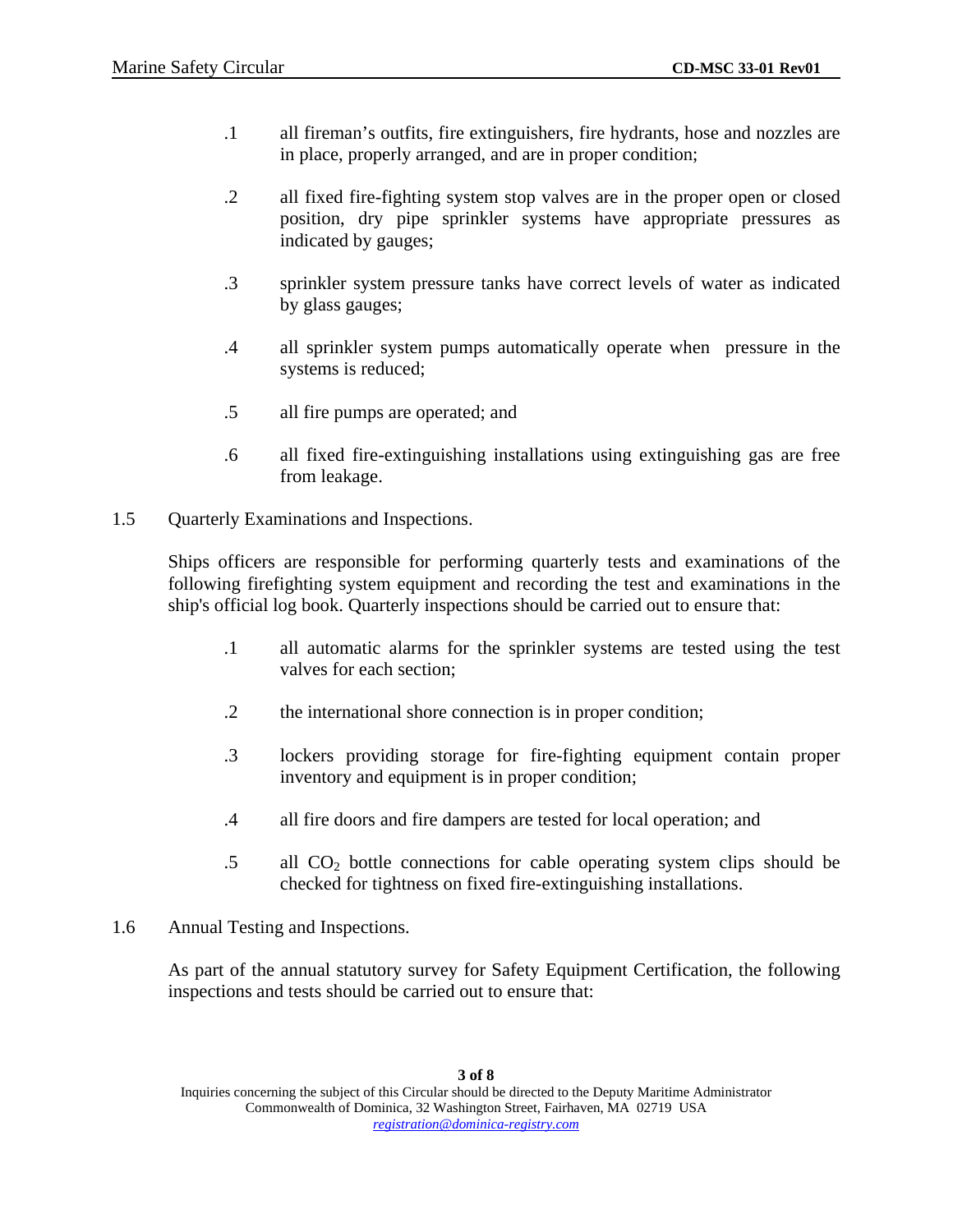.1 all fireman's outfits, fire extinguishers, fire hydrants, hose and nozzles are in place, properly arranged, and are in proper condition;

.2 all fixed fire-fighting system stop valves are in the proper open or closed position, dry pipe sprinkler systems have appropriate pressures as indicated by gauges;

.3 sprinkler system pressure tanks have correct levels of water as indicated by glass gauges;

.4 all sprinkler system pumps automatically operate when pressure in the systems is reduced;

.5 all fire pumps are operated; and

.6 all fixed fire-extinguishing installations using extinguishing gas are free from leakage.

1.5 Quarterly Examinations and Inspections.

Ships officers are responsible for performing quarterly tests and examinations of the following firefighting system equipment and recording the test and examinations in the ship's official log book. Quarterly inspections should be carried out to ensure that:

.1 all automatic alarms for the sprinkler systems are tested using the test valves for each section;

.2 the international shore connection is in proper condition;

.3 lockers providing storage for fire-fighting equipment contain proper inventory and equipment is in proper condition;

.4 all fire doors and fire dampers are tested for local operation; and

.5 all $CO_2$ bottle connections for cable operating system clips should be checked for tightness on fixed fire-extinguishing installations.

1.6 Annual Testing and Inspections.

As part of the annual statutory survey for Safety Equipment Certification, the following inspections and tests should be carried out to ensure that: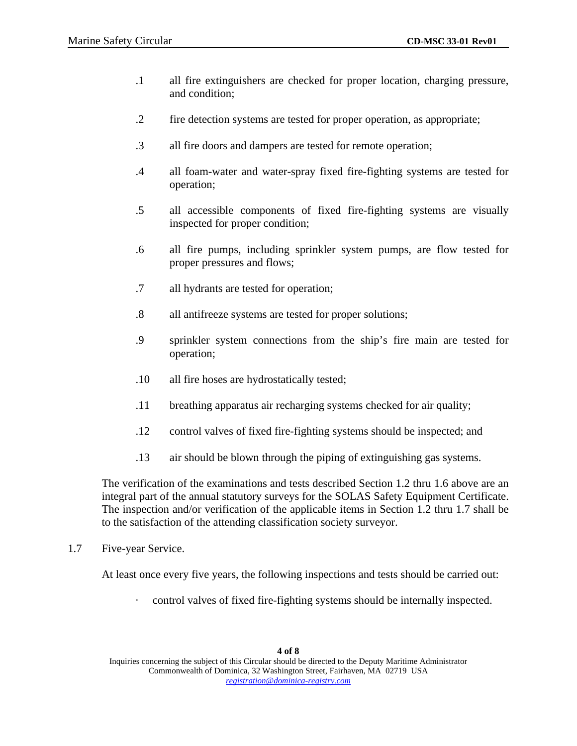.1 all fire extinguishers are checked for proper location, charging pressure, and condition;

.2 fire detection systems are tested for proper operation, as appropriate;

.3 all fire doors and dampers are tested for remote operation;

.4 all foam-water and water-spray fixed fire-fighting systems are tested for operation;

.5 all accessible components of fixed fire-fighting systems are visually inspected for proper condition;

.6 all fire pumps, including sprinkler system pumps, are flow tested for proper pressures and flows;

.7 all hydrants are tested for operation;

.8 all antifreeze systems are tested for proper solutions;

.9 sprinkler system connections from the ship's fire main are tested for operation;

.10 all fire hoses are hydrostatically tested;

.11 breathing apparatus air recharging systems checked for air quality;

.12 control valves of fixed fire-fighting systems should be inspected; and

.13 air should be blown through the piping of extinguishing gas systems.

The verification of the examinations and tests described Section 1.2 thru 1.6 above are an integral part of the annual statutory surveys for the SOLAS Safety Equipment Certificate. The inspection and/or verification of the applicable items in Section 1.2 thru 1.7 shall be to the satisfaction of the attending classification society surveyor.

1.7 Five-year Service.

At least once every five years, the following inspections and tests should be carried out:

- control valves of fixed fire-fighting systems should be internally inspected.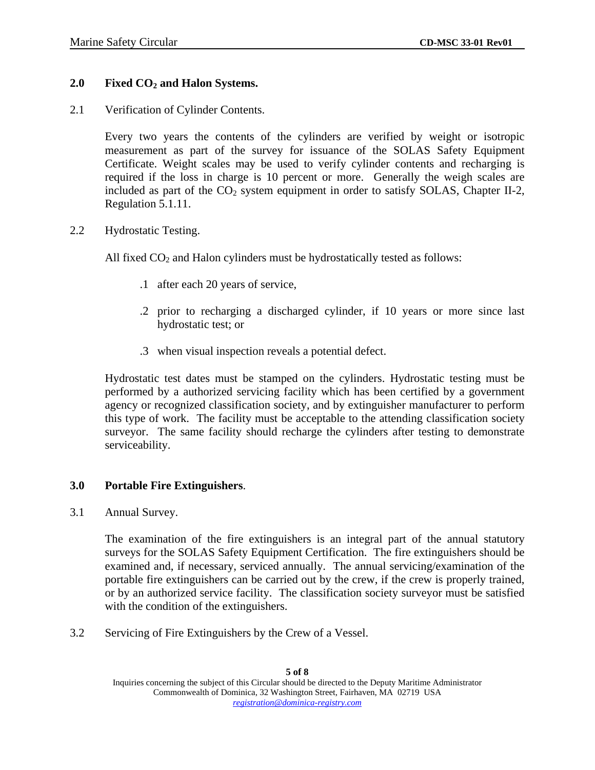## 2.0 Fixed $CO_2$ and Halon Systems.

2.1 Verification of Cylinder Contents.

Every two years the contents of the cylinders are verified by weight or isotropic measurement as part of the survey for issuance of the SOLAS Safety Equipment Certificate. Weight scales may be used to verify cylinder contents and recharging is required if the loss in charge is 10 percent or more. Generally the weigh scales are included as part of the $CO_2$ system equipment in order to satisfy SOLAS, Chapter II-2, Regulation 5.1.11.

2.2 Hydrostatic Testing.

All fixed $CO_2$ and Halon cylinders must be hydrostatically tested as follows:

.1 after each 20 years of service,

.2 prior to recharging a discharged cylinder, if 10 years or more since last hydrostatic test; or

.3 when visual inspection reveals a potential defect.

Hydrostatic test dates must be stamped on the cylinders. Hydrostatic testing must be performed by a authorized servicing facility which has been certified by a government agency or recognized classification society, and by extinguisher manufacturer to perform this type of work. The facility must be acceptable to the attending classification society surveyor. The same facility should recharge the cylinders after testing to demonstrate serviceability.

## 3.0 Portable Fire Extinguishers.

3.1 Annual Survey.

The examination of the fire extinguishers is an integral part of the annual statutory surveys for the SOLAS Safety Equipment Certification. The fire extinguishers should be examined and, if necessary, serviced annually. The annual servicing/examination of the portable fire extinguishers can be carried out by the crew, if the crew is properly trained, or by an authorized service facility. The classification society surveyor must be satisfied with the condition of the extinguishers.

3.2 Servicing of Fire Extinguishers by the Crew of a Vessel.

Inquiries concerning the subject of this Circular should be directed to the Deputy Maritime Administrator
Commonwealth of Dominica, 32 Washington Street, Fairhaven, MA 02719 USA
registration@dominica-registry.com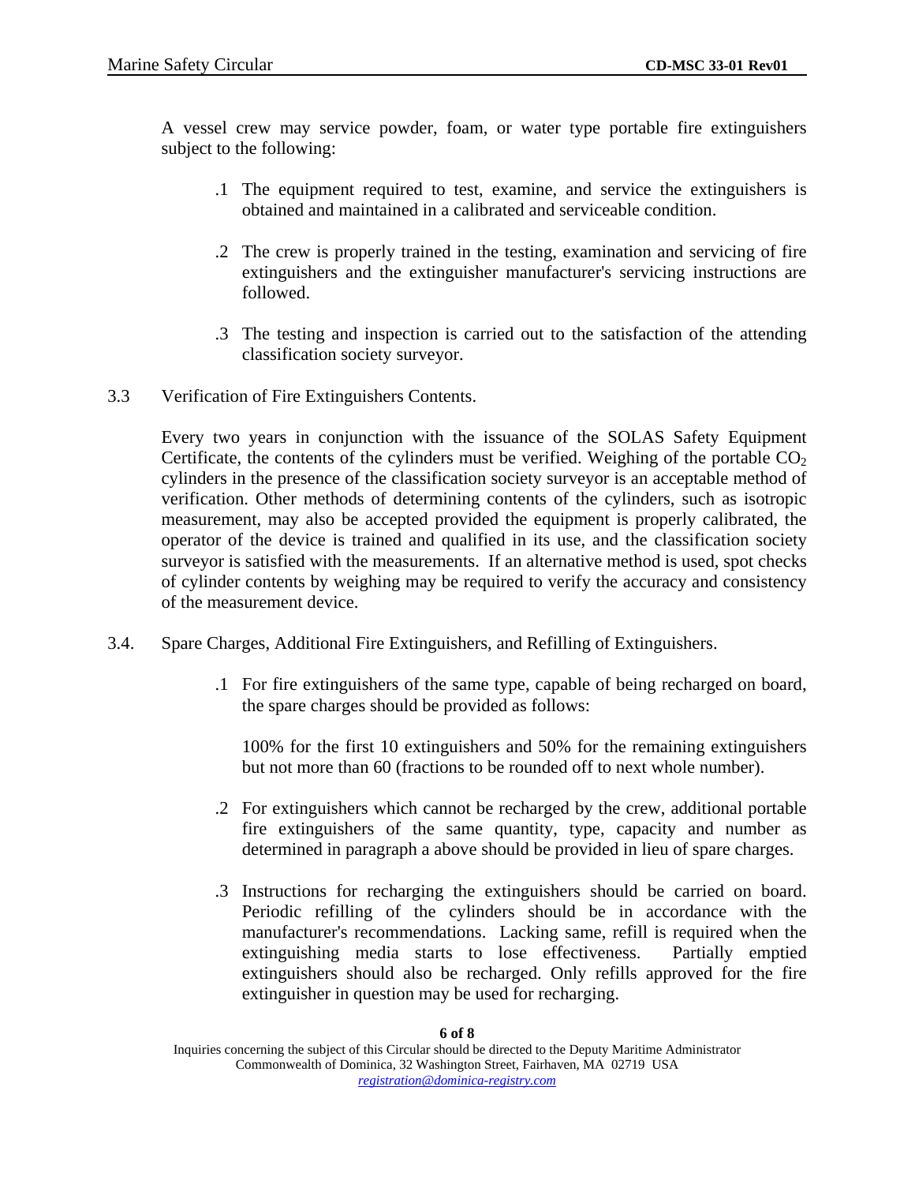A vessel crew may service powder, foam, or water type portable fire extinguishers subject to the following:

.1 The equipment required to test, examine, and service the extinguishers is obtained and maintained in a calibrated and serviceable condition.

.2 The crew is properly trained in the testing, examination and servicing of fire extinguishers and the extinguisher manufacturer's servicing instructions are followed.

.3 The testing and inspection is carried out to the satisfaction of the attending classification society surveyor.

3.3 Verification of Fire Extinguishers Contents.

Every two years in conjunction with the issuance of the SOLAS Safety Equipment Certificate, the contents of the cylinders must be verified. Weighing of the portable $CO_2$ cylinders in the presence of the classification society surveyor is an acceptable method of verification. Other methods of determining contents of the cylinders, such as isotropic measurement, may also be accepted provided the equipment is properly calibrated, the operator of the device is trained and qualified in its use, and the classification society surveyor is satisfied with the measurements. If an alternative method is used, spot checks of cylinder contents by weighing may be required to verify the accuracy and consistency of the measurement device.

3.4. Spare Charges, Additional Fire Extinguishers, and Refilling of Extinguishers.

.1 For fire extinguishers of the same type, capable of being recharged on board, the spare charges should be provided as follows:

100% for the first 10 extinguishers and 50% for the remaining extinguishers but not more than 60 (fractions to be rounded off to next whole number).

.2 For extinguishers which cannot be recharged by the crew, additional portable fire extinguishers of the same quantity, type, capacity and number as determined in paragraph a above should be provided in lieu of spare charges.

.3 Instructions for recharging the extinguishers should be carried on board. Periodic refilling of the cylinders should be in accordance with the manufacturer's recommendations. Lacking same, refill is required when the extinguishing media starts to lose effectiveness. Partially emptied extinguishers should also be recharged. Only refills approved for the fire extinguisher in question may be used for recharging.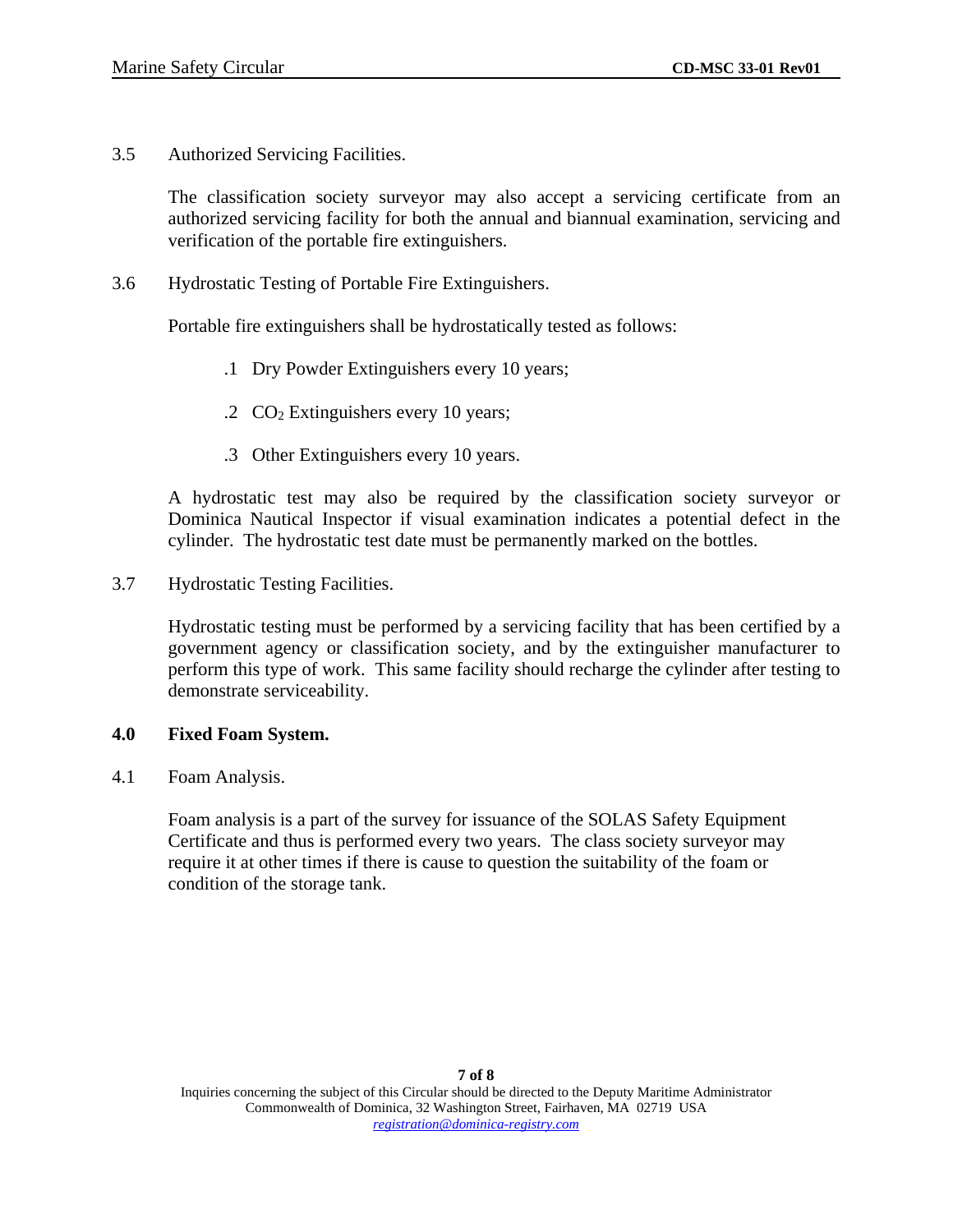3.5 Authorized Servicing Facilities.

The classification society surveyor may also accept a servicing certificate from an authorized servicing facility for both the annual and biannual examination, servicing and verification of the portable fire extinguishers.

3.6 Hydrostatic Testing of Portable Fire Extinguishers.

Portable fire extinguishers shall be hydrostatically tested as follows:

.1 Dry Powder Extinguishers every 10 years;

.2 $CO_2$ Extinguishers every 10 years;

.3 Other Extinguishers every 10 years.

A hydrostatic test may also be required by the classification society surveyor or Dominica Nautical Inspector if visual examination indicates a potential defect in the cylinder. The hydrostatic test date must be permanently marked on the bottles.

3.7 Hydrostatic Testing Facilities.

Hydrostatic testing must be performed by a servicing facility that has been certified by a government agency or classification society, and by the extinguisher manufacturer to perform this type of work. This same facility should recharge the cylinder after testing to demonstrate serviceability.

## 4.0 Fixed Foam System.

4.1 Foam Analysis.

Foam analysis is a part of the survey for issuance of the SOLAS Safety Equipment Certificate and thus is performed every two years. The class society surveyor may require it at other times if there is cause to question the suitability of the foam or condition of the storage tank.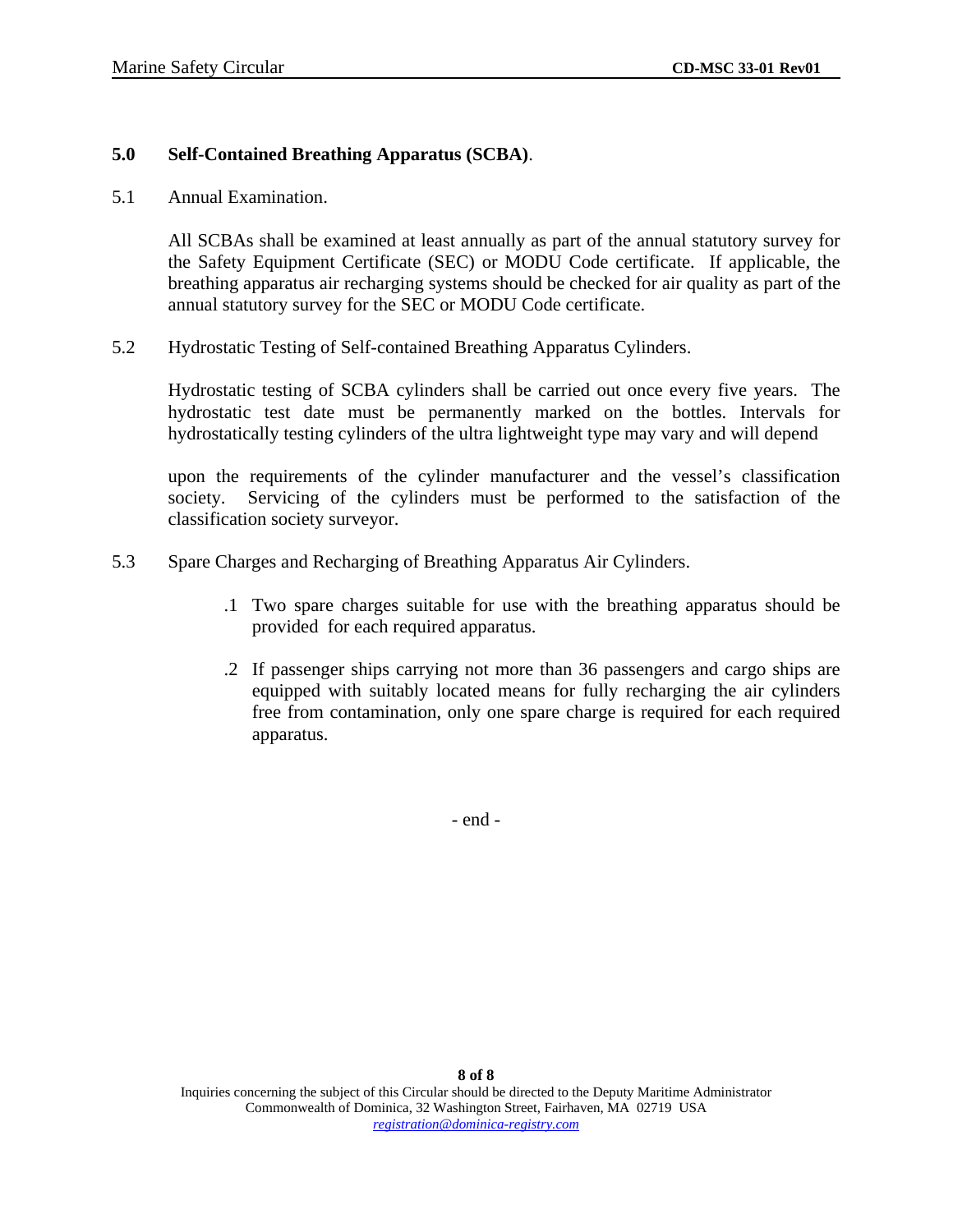## 5.0 Self-Contained Breathing Apparatus (SCBA).

5.1 Annual Examination.

All SCBAs shall be examined at least annually as part of the annual statutory survey for the Safety Equipment Certificate (SEC) or MODU Code certificate. If applicable, the breathing apparatus air recharging systems should be checked for air quality as part of the annual statutory survey for the SEC or MODU Code certificate.

5.2 Hydrostatic Testing of Self-contained Breathing Apparatus Cylinders.

Hydrostatic testing of SCBA cylinders shall be carried out once every five years. The hydrostatic test date must be permanently marked on the bottles. Intervals for hydrostatically testing cylinders of the ultra lightweight type may vary and will depend upon the requirements of the cylinder manufacturer and the vessel's classification society. Servicing of the cylinders must be performed to the satisfaction of the classification society surveyor.

5.3 Spare Charges and Recharging of Breathing Apparatus Air Cylinders.

.1 Two spare charges suitable for use with the breathing apparatus should be provided for each required apparatus.

.2 If passenger ships carrying not more than 36 passengers and cargo ships are equipped with suitably located means for fully recharging the air cylinders free from contamination, only one spare charge is required for each required apparatus.

- end -

Inquiries concerning the subject of this Circular should be directed to the Deputy Maritime Administrator
Commonwealth of Dominica, 32 Washington Street, Fairhaven, MA 02719 USA
*registration@dominica-registry.com*